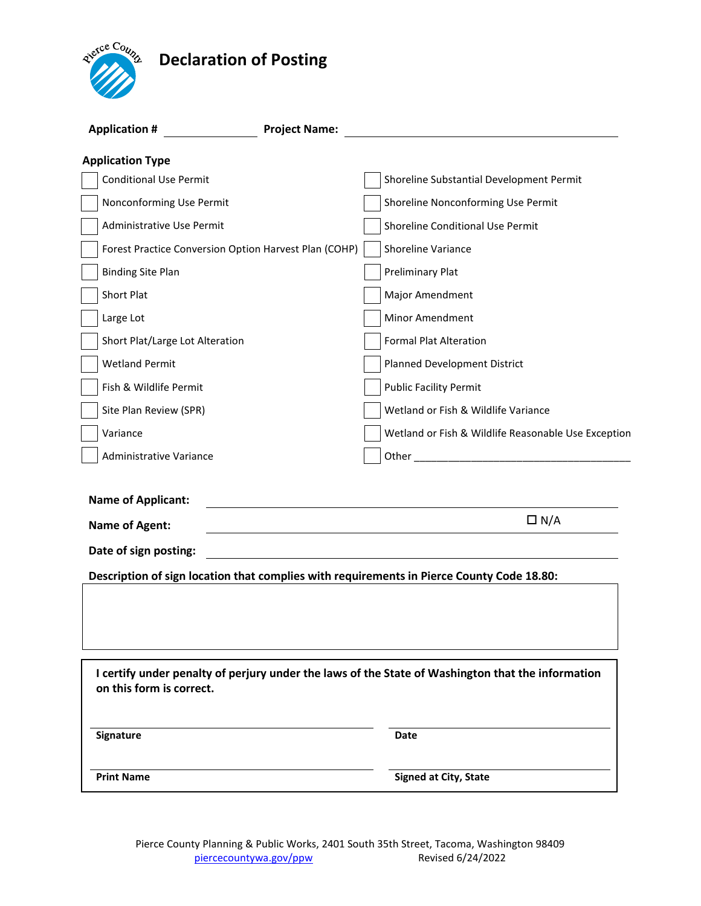# Declaration of Posting

**Application #** ______________ **Project Name:** ______________________________________

**Application Type**

| | |
|---|---|
| ☐ Conditional Use Permit | ☐ Shoreline Substantial Development Permit |
| ☐ Nonconforming Use Permit | ☐ Shoreline Nonconforming Use Permit |
| ☐ Administrative Use Permit | ☐ Shoreline Conditional Use Permit |
| ☐ Forest Practice Conversion Option Harvest Plan (COHP) | ☐ Shoreline Variance |
| ☐ Binding Site Plan | ☐ Preliminary Plat |
| ☐ Short Plat | ☐ Major Amendment |
| ☐ Large Lot | ☐ Minor Amendment |
| ☐ Short Plat/Large Lot Alteration | ☐ Formal Plat Alteration |
| ☐ Wetland Permit | ☐ Planned Development District |
| ☐ Fish & Wildlife Permit | ☐ Public Facility Permit |
| ☐ Site Plan Review (SPR) | ☐ Wetland or Fish & Wildlife Variance |
| ☐ Variance | ☐ Wetland or Fish & Wildlife Reasonable Use Exception |
| ☐ Administrative Variance | ☐ Other ______________________________ |

**Name of Applicant:** ______________________________________

**Name of Agent:** ______________________________________ ☐ N/A

**Date of sign posting:** ______________________________________

**Description of sign location that complies with requirements in Pierce County Code 18.80:**

______________________________________

**I certify under penalty of perjury under the laws of the State of Washington that the information on this form is correct.**

| | |
|---|---|
| ______________________ | ______________________ |
| **Signature** | **Date** |
| ______________________ | ______________________ |
| **Print Name** | **Signed at City, State** |

Pierce County Planning & Public Works, 2401 South 35th Street, Tacoma, Washington 98409
piercecountywa.gov/ppw Revised 6/24/2022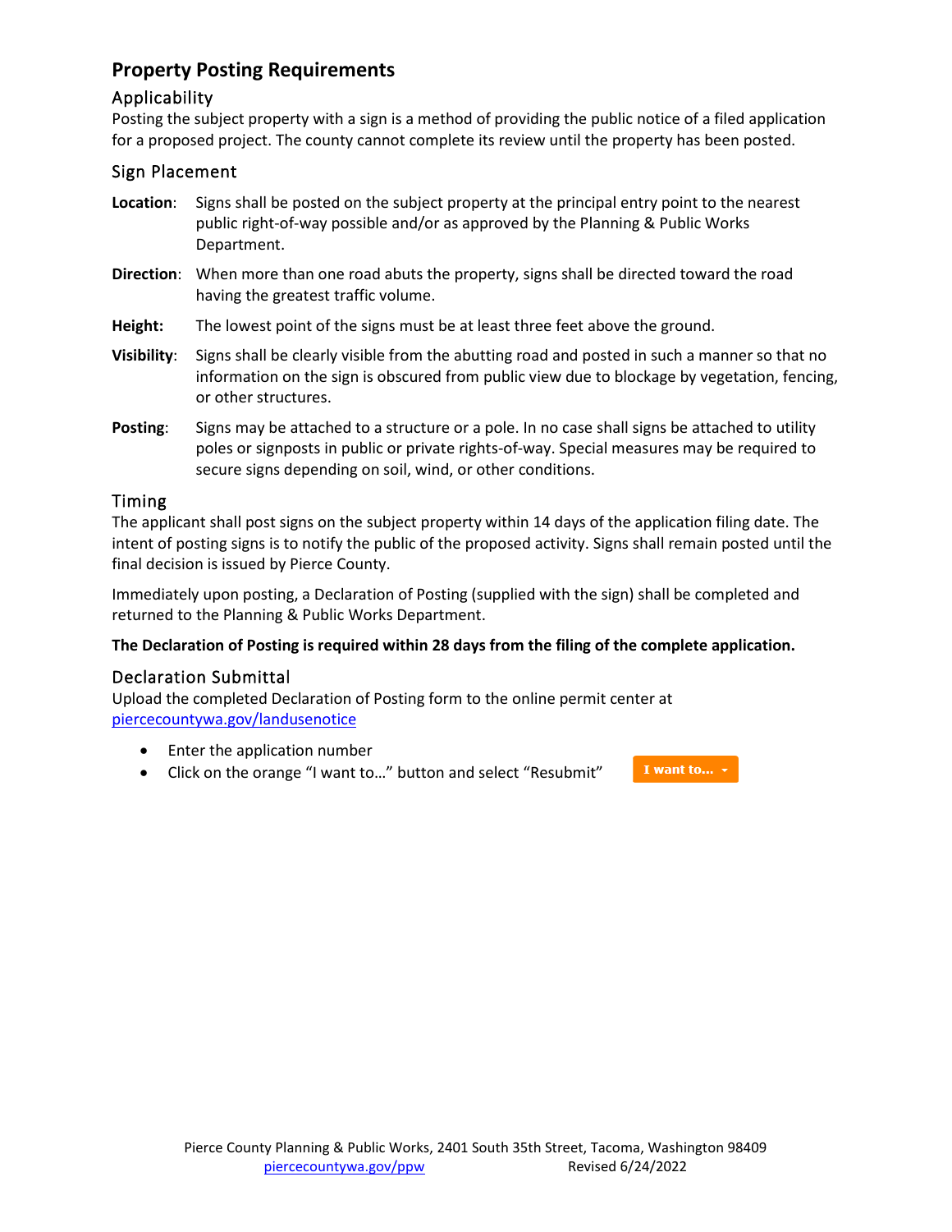## Property Posting Requirements

### Applicability

Posting the subject property with a sign is a method of providing the public notice of a filed application for a proposed project. The county cannot complete its review until the property has been posted.

### Sign Placement

**Location**: Signs shall be posted on the subject property at the principal entry point to the nearest public right-of-way possible and/or as approved by the Planning & Public Works Department.

**Direction**: When more than one road abuts the property, signs shall be directed toward the road having the greatest traffic volume.

**Height:** The lowest point of the signs must be at least three feet above the ground.

**Visibility**: Signs shall be clearly visible from the abutting road and posted in such a manner so that no information on the sign is obscured from public view due to blockage by vegetation, fencing, or other structures.

**Posting**: Signs may be attached to a structure or a pole. In no case shall signs be attached to utility poles or signposts in public or private rights-of-way. Special measures may be required to secure signs depending on soil, wind, or other conditions.

### Timing

The applicant shall post signs on the subject property within 14 days of the application filing date. The intent of posting signs is to notify the public of the proposed activity. Signs shall remain posted until the final decision is issued by Pierce County.

Immediately upon posting, a Declaration of Posting (supplied with the sign) shall be completed and returned to the Planning & Public Works Department.

**The Declaration of Posting is required within 28 days from the filing of the complete application.**

### Declaration Submittal

Upload the completed Declaration of Posting form to the online permit center at piercecountywa.gov/landusenotice

- Enter the application number
- Click on the orange "I want to…" button and select "Resubmit" **I want to…**

Pierce County Planning & Public Works, 2401 South 35th Street, Tacoma, Washington 98409
piercecountywa.gov/ppw Revised 6/24/2022